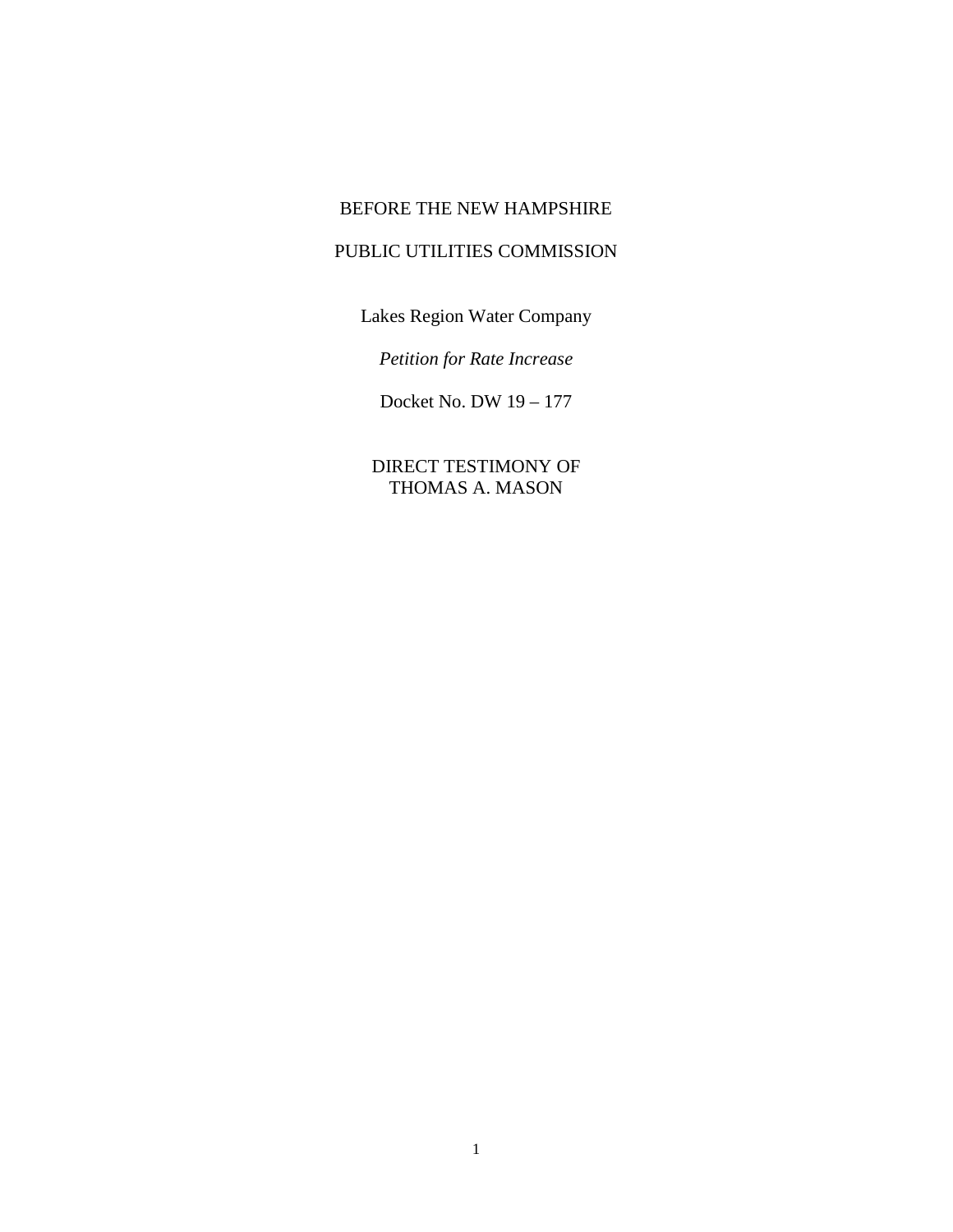BEFORE THE NEW HAMPSHIRE

PUBLIC UTILITIES COMMISSION

Lakes Region Water Company

*Petition for Rate Increase*

Docket No. DW 19 – 177

DIRECT TESTIMONY OF
THOMAS A. MASON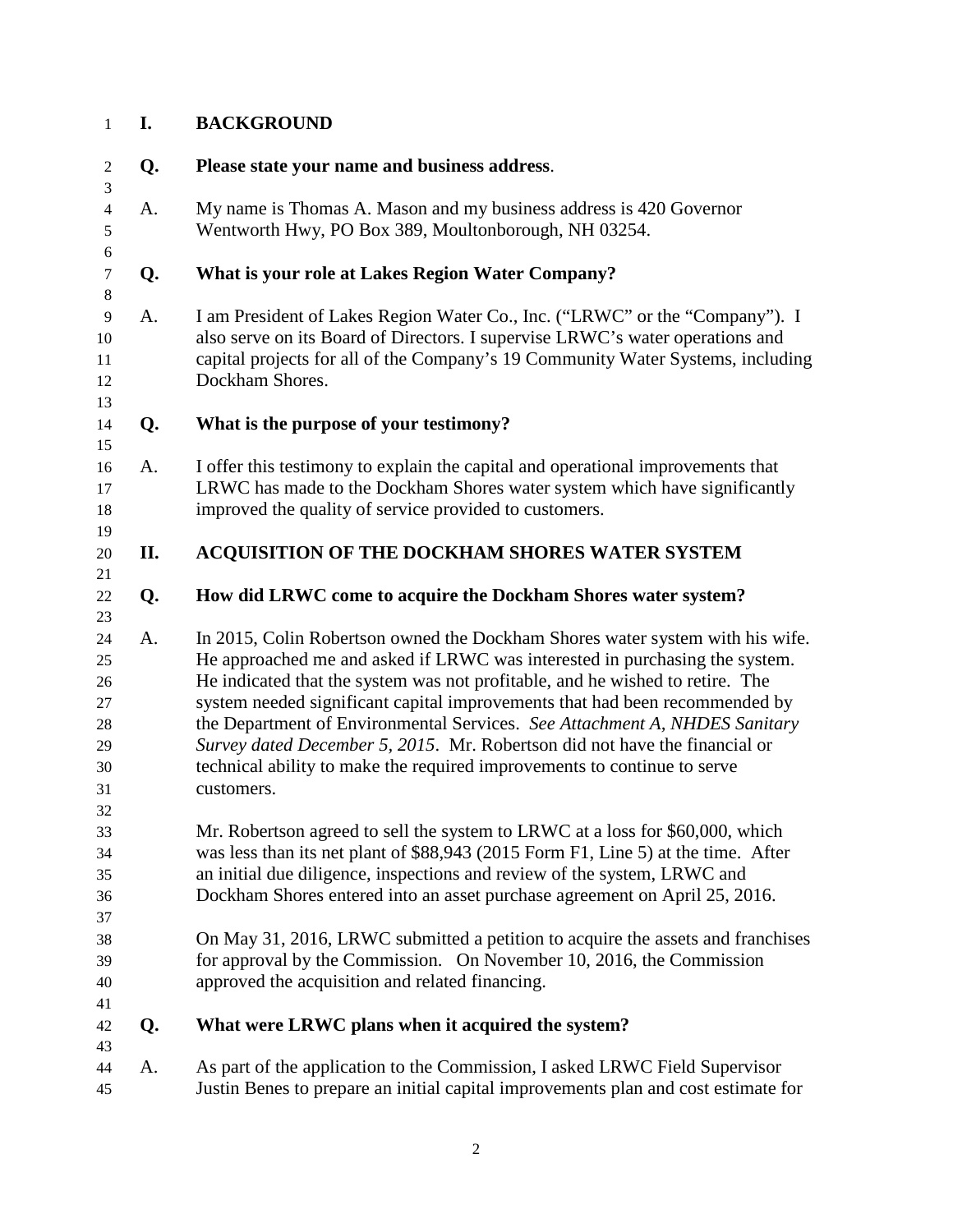## I. BACKGROUND

**Q. Please state your name and business address.**

A. My name is Thomas A. Mason and my business address is 420 Governor Wentworth Hwy, PO Box 389, Moultonborough, NH 03254.

**Q. What is your role at Lakes Region Water Company?**

A. I am President of Lakes Region Water Co., Inc. ("LRWC" or the "Company"). I also serve on its Board of Directors. I supervise LRWC's water operations and capital projects for all of the Company's 19 Community Water Systems, including Dockham Shores.

**Q. What is the purpose of your testimony?**

A. I offer this testimony to explain the capital and operational improvements that LRWC has made to the Dockham Shores water system which have significantly improved the quality of service provided to customers.

## II. ACQUISITION OF THE DOCKHAM SHORES WATER SYSTEM

**Q. How did LRWC come to acquire the Dockham Shores water system?**

A. In 2015, Colin Robertson owned the Dockham Shores water system with his wife. He approached me and asked if LRWC was interested in purchasing the system. He indicated that the system was not profitable, and he wished to retire. The system needed significant capital improvements that had been recommended by the Department of Environmental Services. *See Attachment A, NHDES Sanitary Survey dated December 5, 2015*. Mr. Robertson did not have the financial or technical ability to make the required improvements to continue to serve customers.

Mr. Robertson agreed to sell the system to LRWC at a loss for $60,000, which was less than its net plant of $88,943 (2015 Form F1, Line 5) at the time. After an initial due diligence, inspections and review of the system, LRWC and Dockham Shores entered into an asset purchase agreement on April 25, 2016.

On May 31, 2016, LRWC submitted a petition to acquire the assets and franchises for approval by the Commission. On November 10, 2016, the Commission approved the acquisition and related financing.

**Q. What were LRWC plans when it acquired the system?**

A. As part of the application to the Commission, I asked LRWC Field Supervisor Justin Benes to prepare an initial capital improvements plan and cost estimate for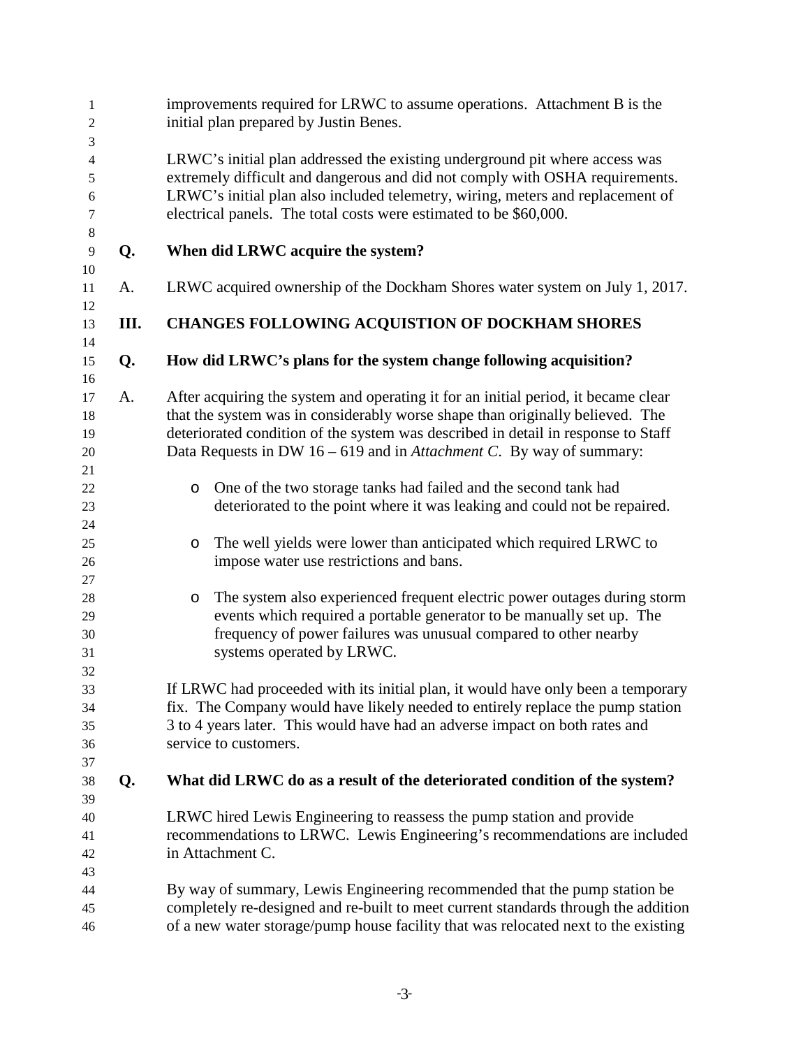improvements required for LRWC to assume operations. Attachment B is the initial plan prepared by Justin Benes.

LRWC's initial plan addressed the existing underground pit where access was extremely difficult and dangerous and did not comply with OSHA requirements. LRWC's initial plan also included telemetry, wiring, meters and replacement of electrical panels. The total costs were estimated to be $60,000.

**Q. When did LRWC acquire the system?**

A. LRWC acquired ownership of the Dockham Shores water system on July 1, 2017.

## III. CHANGES FOLLOWING ACQUISTION OF DOCKHAM SHORES

**Q. How did LRWC's plans for the system change following acquisition?**

A. After acquiring the system and operating it for an initial period, it became clear that the system was in considerably worse shape than originally believed. The deteriorated condition of the system was described in detail in response to Staff Data Requests in DW 16 – 619 and in *Attachment C*. By way of summary:

- One of the two storage tanks had failed and the second tank had deteriorated to the point where it was leaking and could not be repaired.
- The well yields were lower than anticipated which required LRWC to impose water use restrictions and bans.
- The system also experienced frequent electric power outages during storm events which required a portable generator to be manually set up. The frequency of power failures was unusual compared to other nearby systems operated by LRWC.

If LRWC had proceeded with its initial plan, it would have only been a temporary fix. The Company would have likely needed to entirely replace the pump station 3 to 4 years later. This would have had an adverse impact on both rates and service to customers.

**Q. What did LRWC do as a result of the deteriorated condition of the system?**

LRWC hired Lewis Engineering to reassess the pump station and provide recommendations to LRWC. Lewis Engineering's recommendations are included in Attachment C.

By way of summary, Lewis Engineering recommended that the pump station be completely re-designed and re-built to meet current standards through the addition of a new water storage/pump house facility that was relocated next to the existing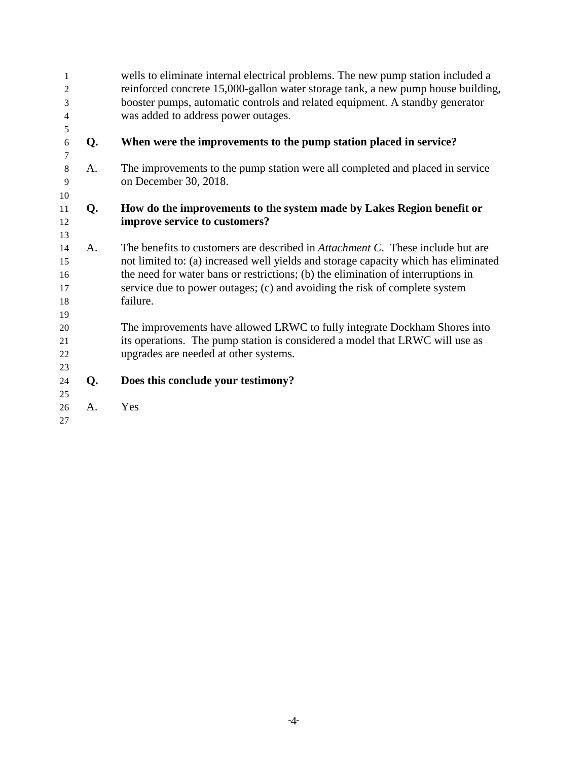wells to eliminate internal electrical problems. The new pump station included a reinforced concrete 15,000-gallon water storage tank, a new pump house building, booster pumps, automatic controls and related equipment. A standby generator was added to address power outages.

**Q. When were the improvements to the pump station placed in service?**

A. The improvements to the pump station were all completed and placed in service on December 30, 2018.

**Q. How do the improvements to the system made by Lakes Region benefit or improve service to customers?**

A. The benefits to customers are described in *Attachment C*. These include but are not limited to: (a) increased well yields and storage capacity which has eliminated the need for water bans or restrictions; (b) the elimination of interruptions in service due to power outages; (c) and avoiding the risk of complete system failure.

The improvements have allowed LRWC to fully integrate Dockham Shores into its operations. The pump station is considered a model that LRWC will use as upgrades are needed at other systems.

**Q. Does this conclude your testimony?**

A. Yes